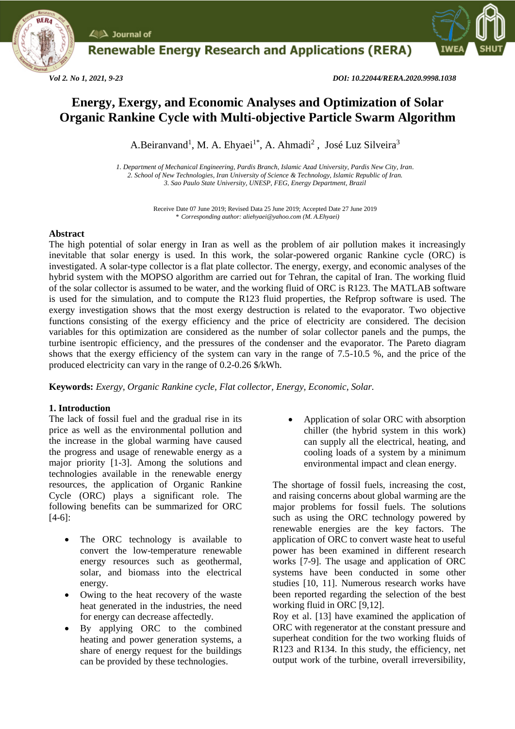# Energy, Exergy, and Economic Analyses and Optimization of Solar Organic Rankine Cycle with Multi-objective Particle Swarm Algorithm

A.Beiranvand[1], M. A. Ehyaei[1*], A. Ahmadi[2] , José Luz Silveira[3]

*1. Department of Mechanical Engineering, Pardis Branch, Islamic Azad University, Pardis New City, Iran.*
*2. School of New Technologies, Iran University of Science & Technology, Islamic Republic of Iran.*
*3. Sao Paulo State University, UNESP, FEG, Energy Department, Brazil*

Receive Date 07 June 2019; Revised Data 25 June 2019; Accepted Date 27 June 2019
*\* Corresponding author: aliehyaei@yahoo.com (M. A.Ehyaei)*

## Abstract

The high potential of solar energy in Iran as well as the problem of air pollution makes it increasingly inevitable that solar energy is used. In this work, the solar-powered organic Rankine cycle (ORC) is investigated. A solar-type collector is a flat plate collector. The energy, exergy, and economic analyses of the hybrid system with the MOPSO algorithm are carried out for Tehran, the capital of Iran. The working fluid of the solar collector is assumed to be water, and the working fluid of ORC is R123. The MATLAB software is used for the simulation, and to compute the R123 fluid properties, the Refprop software is used. The exergy investigation shows that the most exergy destruction is related to the evaporator. Two objective functions consisting of the exergy efficiency and the price of electricity are considered. The decision variables for this optimization are considered as the number of solar collector panels and the pumps, the turbine isentropic efficiency, and the pressures of the condenser and the evaporator. The Pareto diagram shows that the exergy efficiency of the system can vary in the range of 7.5-10.5 %, and the price of the produced electricity can vary in the range of 0.2-0.26 $/kWh.

**Keywords:** *Exergy, Organic Rankine cycle, Flat collector, Energy, Economic, Solar.*

## 1. Introduction

The lack of fossil fuel and the gradual rise in its price as well as the environmental pollution and the increase in the global warming have caused the progress and usage of renewable energy as a major priority [1-3]. Among the solutions and technologies available in the renewable energy resources, the application of Organic Rankine Cycle (ORC) plays a significant role. The following benefits can be summarized for ORC [4-6]:

- The ORC technology is available to convert the low-temperature renewable energy resources such as geothermal, solar, and biomass into the electrical energy.
- Owing to the heat recovery of the waste heat generated in the industries, the need for energy can decrease affectedly.
- By applying ORC to the combined heating and power generation systems, a share of energy request for the buildings can be provided by these technologies.
- Application of solar ORC with absorption chiller (the hybrid system in this work) can supply all the electrical, heating, and cooling loads of a system by a minimum environmental impact and clean energy.

The shortage of fossil fuels, increasing the cost, and raising concerns about global warming are the major problems for fossil fuels. The solutions such as using the ORC technology powered by renewable energies are the key factors. The application of ORC to convert waste heat to useful power has been examined in different research works [7-9]. The usage and application of ORC systems have been conducted in some other studies [10, 11]. Numerous research works have been reported regarding the selection of the best working fluid in ORC [9,12].

Roy et al. [13] have examined the application of ORC with regenerator at the constant pressure and superheat condition for the two working fluids of R123 and R134. In this study, the efficiency, net output work of the turbine, overall irreversibility,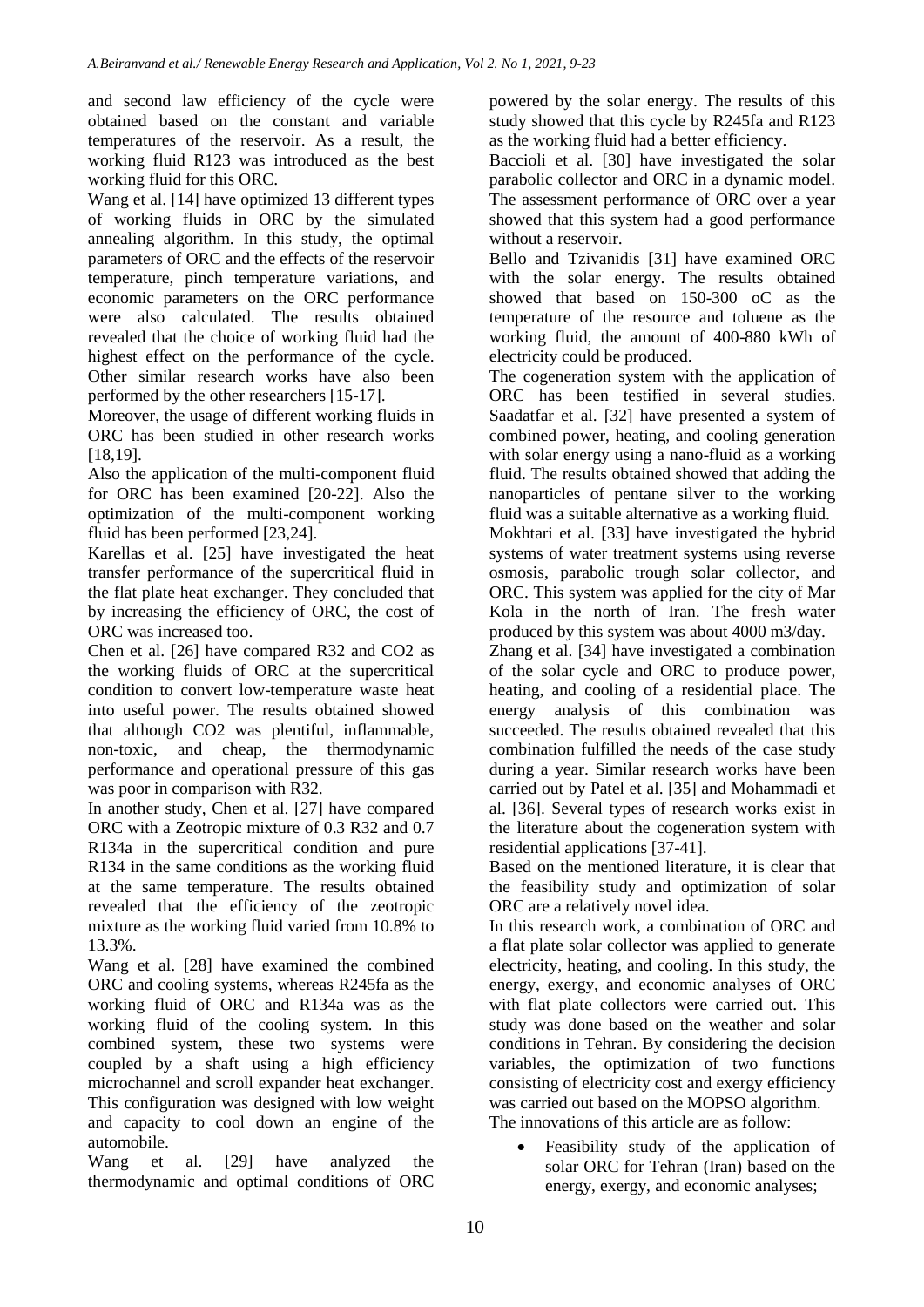and second law efficiency of the cycle were obtained based on the constant and variable temperatures of the reservoir. As a result, the working fluid R123 was introduced as the best working fluid for this ORC.

Wang et al. [14] have optimized 13 different types of working fluids in ORC by the simulated annealing algorithm. In this study, the optimal parameters of ORC and the effects of the reservoir temperature, pinch temperature variations, and economic parameters on the ORC performance were also calculated. The results obtained revealed that the choice of working fluid had the highest effect on the performance of the cycle. Other similar research works have also been performed by the other researchers [15-17].

Moreover, the usage of different working fluids in ORC has been studied in other research works [18,19].

Also the application of the multi-component fluid for ORC has been examined [20-22]. Also the optimization of the multi-component working fluid has been performed [23,24].

Karellas et al. [25] have investigated the heat transfer performance of the supercritical fluid in the flat plate heat exchanger. They concluded that by increasing the efficiency of ORC, the cost of ORC was increased too.

Chen et al. [26] have compared R32 and $CO_2$ as the working fluids of ORC at the supercritical condition to convert low-temperature waste heat into useful power. The results obtained showed that although $CO_2$ was plentiful, inflammable, non-toxic, and cheap, the thermodynamic performance and operational pressure of this gas was poor in comparison with R32.

In another study, Chen et al. [27] have compared ORC with a Zeotropic mixture of 0.3 R32 and 0.7 R134a in the supercritical condition and pure R134 in the same conditions as the working fluid at the same temperature. The results obtained revealed that the efficiency of the zeotropic mixture as the working fluid varied from 10.8% to 13.3%.

Wang et al. [28] have examined the combined ORC and cooling systems, whereas R245fa as the working fluid of ORC and R134a was as the working fluid of the cooling system. In this combined system, these two systems were coupled by a shaft using a high efficiency microchannel and scroll expander heat exchanger. This configuration was designed with low weight and capacity to cool down an engine of the automobile.

Wang et al. [29] have analyzed the thermodynamic and optimal conditions of ORC powered by the solar energy. The results of this study showed that this cycle by R245fa and R123 as the working fluid had a better efficiency.

Baccioli et al. [30] have investigated the solar parabolic collector and ORC in a dynamic model. The assessment performance of ORC over a year showed that this system had a good performance without a reservoir.

Bello and Tzivanidis [31] have examined ORC with the solar energy. The results obtained showed that based on 150-300 oC as the temperature of the resource and toluene as the working fluid, the amount of 400-880 kWh of electricity could be produced.

The cogeneration system with the application of ORC has been testified in several studies. Saadatfar et al. [32] have presented a system of combined power, heating, and cooling generation with solar energy using a nano-fluid as a working fluid. The results obtained showed that adding the nanoparticles of pentane silver to the working fluid was a suitable alternative as a working fluid.

Mokhtari et al. [33] have investigated the hybrid systems of water treatment systems using reverse osmosis, parabolic trough solar collector, and ORC. This system was applied for the city of Mar Kola in the north of Iran. The fresh water produced by this system was about 4000 m3/day.

Zhang et al. [34] have investigated a combination of the solar cycle and ORC to produce power, heating, and cooling of a residential place. The energy analysis of this combination was succeeded. The results obtained revealed that this combination fulfilled the needs of the case study during a year. Similar research works have been carried out by Patel et al. [35] and Mohammadi et al. [36]. Several types of research works exist in the literature about the cogeneration system with residential applications [37-41].

Based on the mentioned literature, it is clear that the feasibility study and optimization of solar ORC are a relatively novel idea.

In this research work, a combination of ORC and a flat plate solar collector was applied to generate electricity, heating, and cooling. In this study, the energy, exergy, and economic analyses of ORC with flat plate collectors were carried out. This study was done based on the weather and solar conditions in Tehran. By considering the decision variables, the optimization of two functions consisting of electricity cost and exergy efficiency was carried out based on the MOPSO algorithm.

The innovations of this article are as follow:

- Feasibility study of the application of solar ORC for Tehran (Iran) based on the energy, exergy, and economic analyses;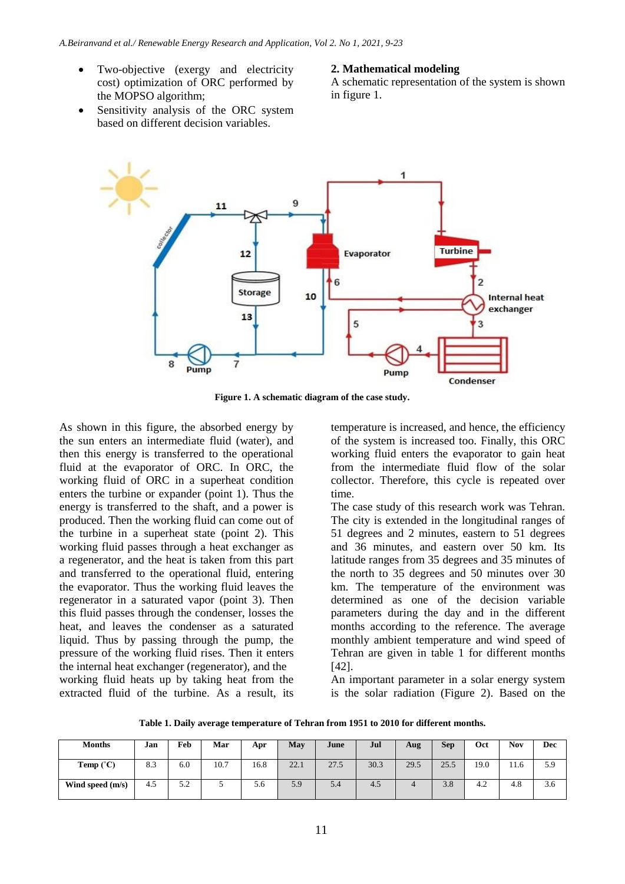- Two-objective (exergy and electricity cost) optimization of ORC performed by the MOPSO algorithm;
- Sensitivity analysis of the ORC system based on different decision variables.

## 2. Mathematical modeling

A schematic representation of the system is shown in figure 1.

**Figure 1. A schematic diagram of the case study.**

As shown in this figure, the absorbed energy by the sun enters an intermediate fluid (water), and then this energy is transferred to the operational fluid at the evaporator of ORC. In ORC, the working fluid of ORC in a superheat condition enters the turbine or expander (point 1). Thus the energy is transferred to the shaft, and a power is produced. Then the working fluid can come out of the turbine in a superheat state (point 2). This working fluid passes through a heat exchanger as a regenerator, and the heat is taken from this part and transferred to the operational fluid, entering the evaporator. Thus the working fluid leaves the regenerator in a saturated vapor (point 3). Then this fluid passes through the condenser, losses the heat, and leaves the condenser as a saturated liquid. Thus by passing through the pump, the pressure of the working fluid rises. Then it enters the internal heat exchanger (regenerator), and the working fluid heats up by taking heat from the extracted fluid of the turbine. As a result, its temperature is increased, and hence, the efficiency of the system is increased too. Finally, this ORC working fluid enters the evaporator to gain heat from the intermediate fluid flow of the solar collector. Therefore, this cycle is repeated over time.

The case study of this research work was Tehran. The city is extended in the longitudinal ranges of 51 degrees and 2 minutes, eastern to 51 degrees and 36 minutes, and eastern over 50 km. Its latitude ranges from 35 degrees and 35 minutes of the north to 35 degrees and 50 minutes over 30 km. The temperature of the environment was determined as one of the decision variable parameters during the day and in the different months according to the reference. The average monthly ambient temperature and wind speed of Tehran are given in table 1 for different months [42].

An important parameter in a solar energy system is the solar radiation (Figure 2). Based on the

**Table 1. Daily average temperature of Tehran from 1951 to 2010 for different months.**

| Months | Jan | Feb | Mar | Apr | May | June | Jul | Aug | Sep | Oct | Nov | Dec |
|---|---|---|---|---|---|---|---|---|---|---|---|---|
| Temp (°C) | 8.3 | 6.0 | 10.7 | 16.8 | 22.1 | 27.5 | 30.3 | 29.5 | 25.5 | 19.0 | 11.6 | 5.9 |
| Wind speed (m/s) | 4.5 | 5.2 | 5 | 5.6 | 5.9 | 5.4 | 4.5 | 4 | 3.8 | 4.2 | 4.8 | 3.6 |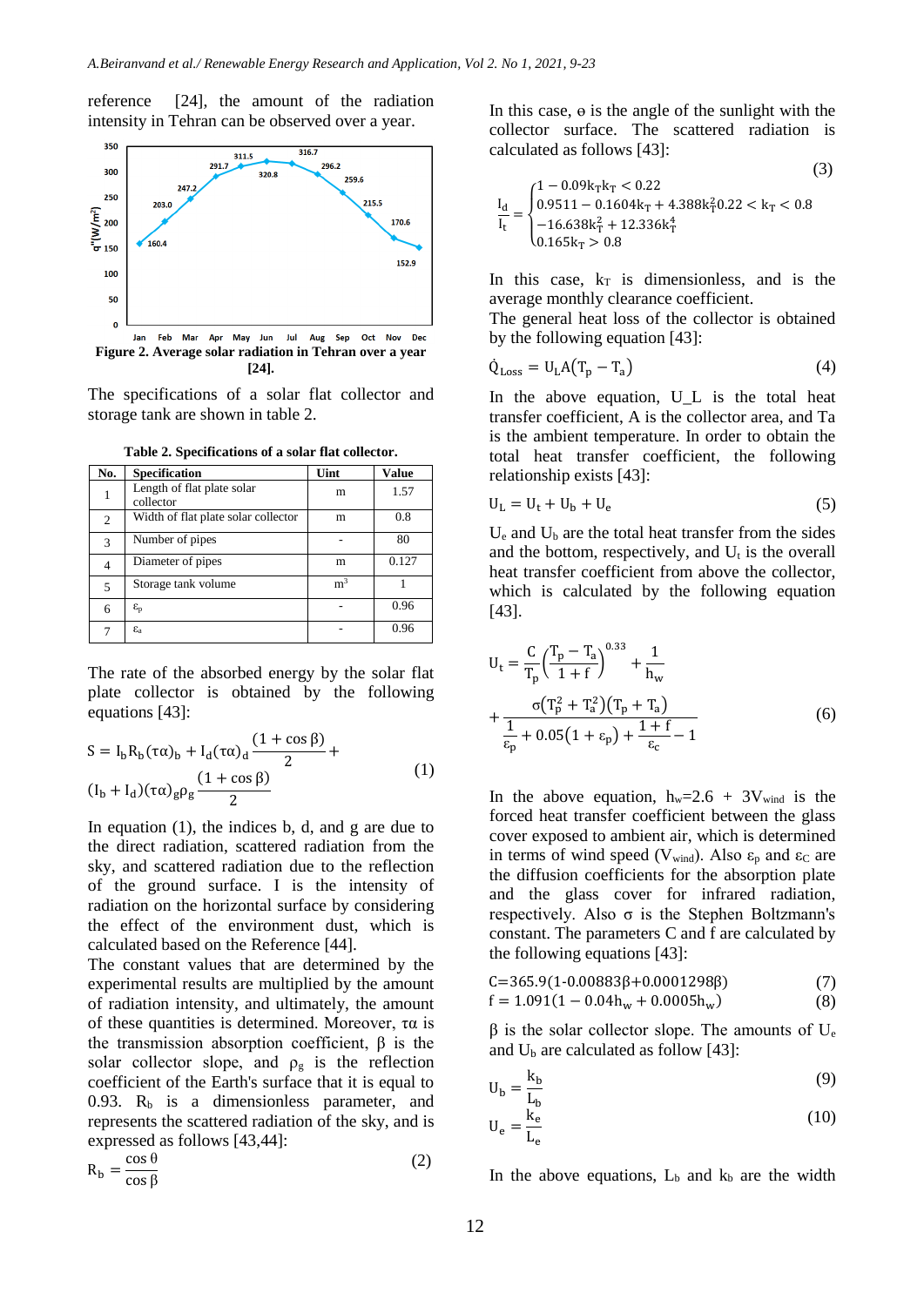reference [24], the amount of the radiation intensity in Tehran can be observed over a year.

**Figure 2. Average solar radiation in Tehran over a year [24].**

The specifications of a solar flat collector and storage tank are shown in table 2.

**Table 2. Specifications of a solar flat collector.**

| No. | Specification | Uint | Value |
|---|---|---|---|
| 1 | Length of flat plate solar collector | m | 1.57 |
| 2 | Width of flat plate solar collector | m | 0.8 |
| 3 | Number of pipes | - | 80 |
| 4 | Diameter of pipes | m | 0.127 |
| 5 | Storage tank volume | $m^3$ | 1 |
| 6 | $\varepsilon_p$ | - | 0.96 |
| 7 | $\varepsilon_a$ | - | 0.96 |

The rate of the absorbed energy by the solar flat plate collector is obtained by the following equations [43]:

$$S = I_b R_b (\tau\alpha)_b + I_d (\tau\alpha)_d \frac{(1+\cos\beta)}{2} + (I_b + I_d)(\tau\alpha)_g \rho_g \frac{(1+\cos\beta)}{2} \quad (1)$$

In equation (1), the indices b, d, and g are due to the direct radiation, scattered radiation from the sky, and scattered radiation due to the reflection of the ground surface. I is the intensity of radiation on the horizontal surface by considering the effect of the environment dust, which is calculated based on the Reference [44].

The constant values that are determined by the experimental results are multiplied by the amount of radiation intensity, and ultimately, the amount of these quantities is determined. Moreover, $\tau\alpha$ is the transmission absorption coefficient, $\beta$ is the solar collector slope, and $\rho_g$ is the reflection coefficient of the Earth's surface that it is equal to 0.93. $R_b$ is a dimensionless parameter, and represents the scattered radiation of the sky, and is expressed as follows [43,44]:

$$R_b = \frac{\cos\theta}{\cos\beta} \quad (2)$$

In this case, $\theta$ is the angle of the sunlight with the collector surface. The scattered radiation is calculated as follows [43]:

$$\frac{I_d}{I_t} = \begin{cases} 1 - 0.09k_T k_T < 0.22 \\ 0.9511 - 0.1604k_T + 4.388k_T^2 0.22 < k_T < 0.8 \\ -16.638k_T^2 + 12.336k_T^4 \\ 0.165k_T > 0.8 \end{cases} \quad (3)$$

In this case, $k_T$ is dimensionless, and is the average monthly clearance coefficient.

The general heat loss of the collector is obtained by the following equation [43]:

$$\dot{Q}_{Loss} = U_L A (T_p - T_a) \quad (4)$$

In the above equation, U_L is the total heat transfer coefficient, A is the collector area, and Ta is the ambient temperature. In order to obtain the total heat transfer coefficient, the following relationship exists [43]:

$$U_L = U_t + U_b + U_e \quad (5)$$

$U_e$ and $U_b$ are the total heat transfer from the sides and the bottom, respectively, and $U_t$ is the overall heat transfer coefficient from above the collector, which is calculated by the following equation [43].

$$U_t = \frac{C}{T_p}\left(\frac{T_p - T_a}{1+f}\right)^{0.33} + \frac{1}{h_w} + \frac{\sigma(T_p^2 + T_a^2)(T_p + T_a)}{\frac{1}{\varepsilon_p} + 0.05(1+\varepsilon_p) + \frac{1+f}{\varepsilon_c} - 1} \quad (6)$$

In the above equation, $h_w = 2.6 + 3V_{wind}$ is the forced heat transfer coefficient between the glass cover exposed to ambient air, which is determined in terms of wind speed ($V_{wind}$). Also $\varepsilon_p$ and $\varepsilon_C$ are the diffusion coefficients for the absorption plate and the glass cover for infrared radiation, respectively. Also $\sigma$ is the Stephen Boltzmann's constant. The parameters C and f are calculated by the following equations [43]:

$$C = 365.9(1 - 0.00883\beta + 0.0001298\beta) \quad (7)$$

$$f = 1.091(1 - 0.04h_w + 0.0005h_w) \quad (8)$$

$\beta$ is the solar collector slope. The amounts of $U_e$ and $U_b$ are calculated as follow [43]:

$$U_b = \frac{k_b}{L_b} \quad (9)$$

$$U_e = \frac{k_e}{L_e} \quad (10)$$

In the above equations, $L_b$ and $k_b$ are the width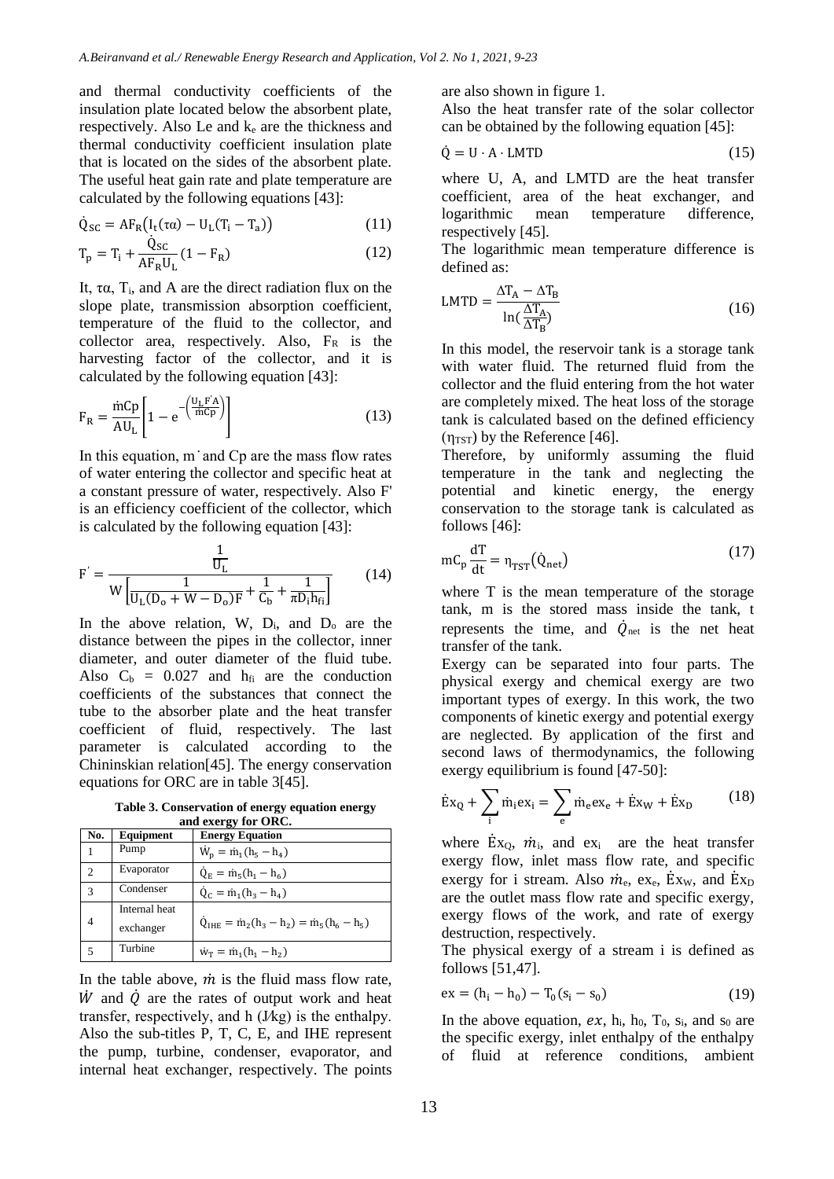and thermal conductivity coefficients of the insulation plate located below the absorbent plate, respectively. Also Le and $k_e$ are the thickness and thermal conductivity coefficient insulation plate that is located on the sides of the absorbent plate. The useful heat gain rate and plate temperature are calculated by the following equations [43]:

$$\dot{Q}_{SC} = AF_R\left(I_t(\tau\alpha) - U_L(T_i - T_a)\right) \tag{11}$$

$$T_p = T_i + \frac{\dot{Q}_{SC}}{AF_R U_L}(1 - F_R) \tag{12}$$

It, τα, $T_i$, and A are the direct radiation flux on the slope plate, transmission absorption coefficient, temperature of the fluid to the collector, and collector area, respectively. Also, $F_R$ is the harvesting factor of the collector, and it is calculated by the following equation [43]:

$$F_R = \frac{\dot{m}Cp}{AU_L}\left[1 - e^{-\left(\frac{U_L F' A}{\dot{m}Cp}\right)}\right] \tag{13}$$

In this equation, $\dot{m}$ and Cp are the mass flow rates of water entering the collector and specific heat at a constant pressure of water, respectively. Also F' is an efficiency coefficient of the collector, which is calculated by the following equation [43]:

$$F' = \frac{\frac{1}{U_L}}{W\left[\frac{1}{U_L(D_o + W - D_o)F} + \frac{1}{C_b} + \frac{1}{\pi D_i h_{fi}}\right]} \tag{14}$$

In the above relation, W, $D_i$, and $D_o$ are the distance between the pipes in the collector, inner diameter, and outer diameter of the fluid tube. Also $C_b = 0.027$ and $h_{fi}$ are the conduction coefficients of the substances that connect the tube to the absorber plate and the heat transfer coefficient of fluid, respectively. The last parameter is calculated according to the Chininskian relation[45]. The energy conservation equations for ORC are in table 3[45].

**Table 3. Conservation of energy equation energy and exergy for ORC.**

| No. | Equipment | Energy Equation |
|---|---|---|
| 1 | Pump | $\dot{W}_p = \dot{m}_1(h_5 - h_4)$ |
| 2 | Evaporator | $\dot{Q}_E = \dot{m}_5(h_1 - h_6)$ |
| 3 | Condenser | $\dot{Q}_C = \dot{m}_1(h_3 - h_4)$ |
| 4 | Internal heat exchanger | $\dot{Q}_{IHE} = \dot{m}_2(h_3 - h_2) = \dot{m}_5(h_6 - h_5)$ |
| 5 | Turbine | $\dot{w}_T = \dot{m}_1(h_1 - h_2)$ |

In the table above, $\dot{m}$ is the fluid mass flow rate, $\dot{W}$ and $\dot{Q}$ are the rates of output work and heat transfer, respectively, and h (J/kg) is the enthalpy. Also the sub-titles P, T, C, E, and IHE represent the pump, turbine, condenser, evaporator, and internal heat exchanger, respectively. The points are also shown in figure 1.

Also the heat transfer rate of the solar collector can be obtained by the following equation [45]:

$$\dot{Q} = U \cdot A \cdot LMTD \tag{15}$$

where U, A, and LMTD are the heat transfer coefficient, area of the heat exchanger, and logarithmic mean temperature difference, respectively [45].

The logarithmic mean temperature difference is defined as:

$$LMTD = \frac{\Delta T_A - \Delta T_B}{\ln\left(\frac{\Delta T_A}{\Delta T_B}\right)} \tag{16}$$

In this model, the reservoir tank is a storage tank with water fluid. The returned fluid from the collector and the fluid entering from the hot water are completely mixed. The heat loss of the storage tank is calculated based on the defined efficiency ($\eta_{TST}$) by the Reference [46].

Therefore, by uniformly assuming the fluid temperature in the tank and neglecting the potential and kinetic energy, the energy conservation to the storage tank is calculated as follows [46]:

$$mC_p\frac{dT}{dt} = \eta_{TST}\left(\dot{Q}_{net}\right) \tag{17}$$

where T is the mean temperature of the storage tank, m is the stored mass inside the tank, t represents the time, and $\dot{Q}_{net}$ is the net heat transfer of the tank.

Exergy can be separated into four parts. The physical exergy and chemical exergy are two important types of exergy. In this work, the two components of kinetic exergy and potential exergy are neglected. By application of the first and second laws of thermodynamics, the following exergy equilibrium is found [47-50]:

$$\dot{E}x_Q + \sum_i \dot{m}_i ex_i = \sum_e \dot{m}_e ex_e + \dot{E}x_W + \dot{E}x_D \tag{18}$$

where $\dot{E}x_Q$, $\dot{m}_i$, and $ex_i$ are the heat transfer exergy flow, inlet mass flow rate, and specific exergy for i stream. Also $\dot{m}_e$, $ex_e$, $\dot{E}x_W$, and $\dot{E}x_D$ are the outlet mass flow rate and specific exergy, exergy flows of the work, and rate of exergy destruction, respectively.

The physical exergy of a stream i is defined as follows [51,47].

$$ex = (h_i - h_0) - T_0(s_i - s_0) \tag{19}$$

In the above equation, $ex$, $h_i$, $h_0$, $T_0$, $s_i$, and $s_0$ are the specific exergy, inlet enthalpy of the enthalpy of fluid at reference conditions, ambient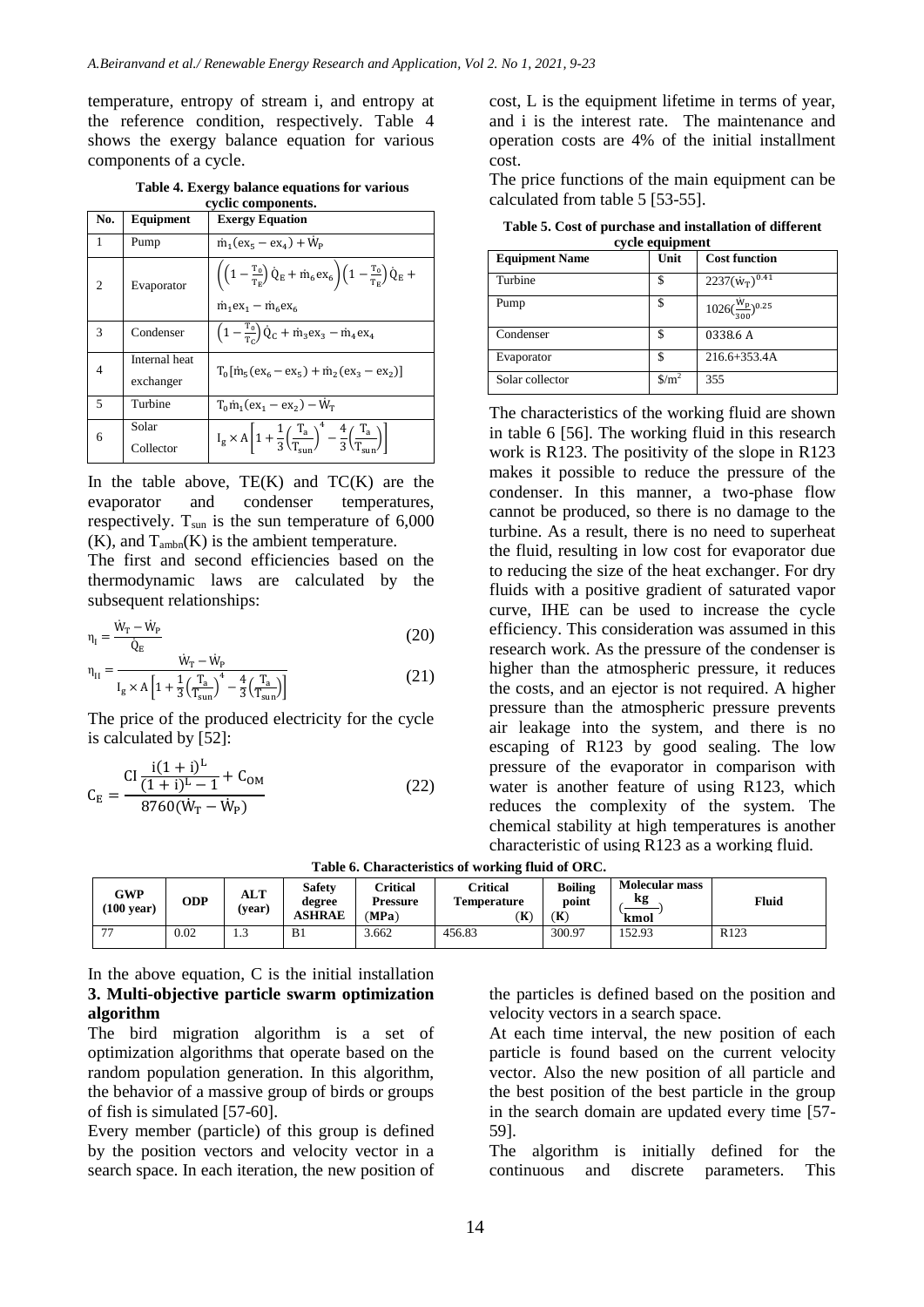temperature, entropy of stream i, and entropy at the reference condition, respectively. Table 4 shows the exergy balance equation for various components of a cycle.

**Table 4. Exergy balance equations for various cyclic components.**

| No. | Equipment | Exergy Equation |
|---|---|---|
| 1 | Pump | $\dot{m}_1(ex_5 - ex_4) + \dot{W}_P$ |
| 2 | Evaporator | $\left(\left(1-\frac{T_0}{T_E}\right)\dot{Q}_E + \dot{m}_6 ex_6\right)\left(1-\frac{T_0}{T_E}\right)\dot{Q}_E + \dot{m}_1 ex_1 - \dot{m}_6 ex_6$ |
| 3 | Condenser | $\left(1-\frac{T_0}{T_C}\right)\dot{Q}_C + \dot{m}_3 ex_3 - \dot{m}_4 ex_4$ |
| 4 | Internal heat exchanger | $T_0[\dot{m}_5(ex_6 - ex_5) + \dot{m}_2(ex_3 - ex_2)]$ |
| 5 | Turbine | $T_0 \dot{m}_1(ex_1 - ex_2) - \dot{W}_T$ |
| 6 | Solar Collector | $I_g \times A\left[1 + \frac{1}{3}\left(\frac{T_a}{T_{sun}}\right)^4 - \frac{4}{3}\left(\frac{T_a}{T_{sun}}\right)\right]$ |

In the table above, TE(K) and TC(K) are the evaporator and condenser temperatures, respectively. $T_{sun}$ is the sun temperature of 6,000 (K), and $T_{ambn}$(K) is the ambient temperature.

The first and second efficiencies based on the thermodynamic laws are calculated by the subsequent relationships:

$$\eta_I = \frac{\dot{W}_T - \dot{W}_P}{\dot{Q}_E} \tag{20}$$

$$\eta_{II} = \frac{\dot{W}_T - \dot{W}_P}{I_g \times A\left[1 + \frac{1}{3}\left(\frac{T_a}{T_{sun}}\right)^4 - \frac{4}{3}\left(\frac{T_a}{T_{sun}}\right)\right]} \tag{21}$$

The price of the produced electricity for the cycle is calculated by [52]:

$$C_E = \frac{CI\,\frac{i(1+i)^L}{(1+i)^L - 1} + C_{OM}}{8760(\dot{W}_T - \dot{W}_P)} \tag{22}$$

In the above equation, C is the initial installation cost, L is the equipment lifetime in terms of year, and i is the interest rate. The maintenance and operation costs are 4% of the initial installment cost.

The price functions of the main equipment can be calculated from table 5 [53-55].

**Table 5. Cost of purchase and installation of different cycle equipment**

| Equipment Name | Unit | Cost function |
|---|---|---|
| Turbine | \$ | $2237(\dot{W}_T)^{0.41}$ |
| Pump | \$ | $1026(\frac{W_P}{300})^{0.25}$ |
| Condenser | \$ | 0338.6 A |
| Evaporator | \$ | 216.6+353.4A |
| Solar collector | \$/m$^2$ | 355 |

The characteristics of the working fluid are shown in table 6 [56]. The working fluid in this research work is R123. The positivity of the slope in R123 makes it possible to reduce the pressure of the condenser. In this manner, a two-phase flow cannot be produced, so there is no damage to the turbine. As a result, there is no need to superheat the fluid, resulting in low cost for evaporator due to reducing the size of the heat exchanger. For dry fluids with a positive gradient of saturated vapor curve, IHE can be used to increase the cycle efficiency. This consideration was assumed in this research work. As the pressure of the condenser is higher than the atmospheric pressure, it reduces the costs, and an ejector is not required. A higher pressure than the atmospheric pressure prevents air leakage into the system, and there is no escaping of R123 by good sealing. The low pressure of the evaporator in comparison with water is another feature of using R123, which reduces the complexity of the system. The chemical stability at high temperatures is another characteristic of using R123 as a working fluid.

**Table 6. Characteristics of working fluid of ORC.**

| GWP (100 year) | ODP | ALT (year) | Safety degree ASHRAE | Critical Pressure (MPa) | Critical Temperature (K) | Boiling point (K) | Molecular mass ($\frac{kg}{kmol}$) | Fluid |
|---|---|---|---|---|---|---|---|---|
| 77 | 0.02 | 1.3 | B1 | 3.662 | 456.83 | 300.97 | 152.93 | R123 |

## 3. Multi-objective particle swarm optimization algorithm

The bird migration algorithm is a set of optimization algorithms that operate based on the random population generation. In this algorithm, the behavior of a massive group of birds or groups of fish is simulated [57-60].

Every member (particle) of this group is defined by the position vectors and velocity vector in a search space. In each iteration, the new position of the particles is defined based on the position and velocity vectors in a search space.

At each time interval, the new position of each particle is found based on the current velocity vector. Also the new position of all particle and the best position of the best particle in the group in the search domain are updated every time [57-59].

The algorithm is initially defined for the continuous and discrete parameters. This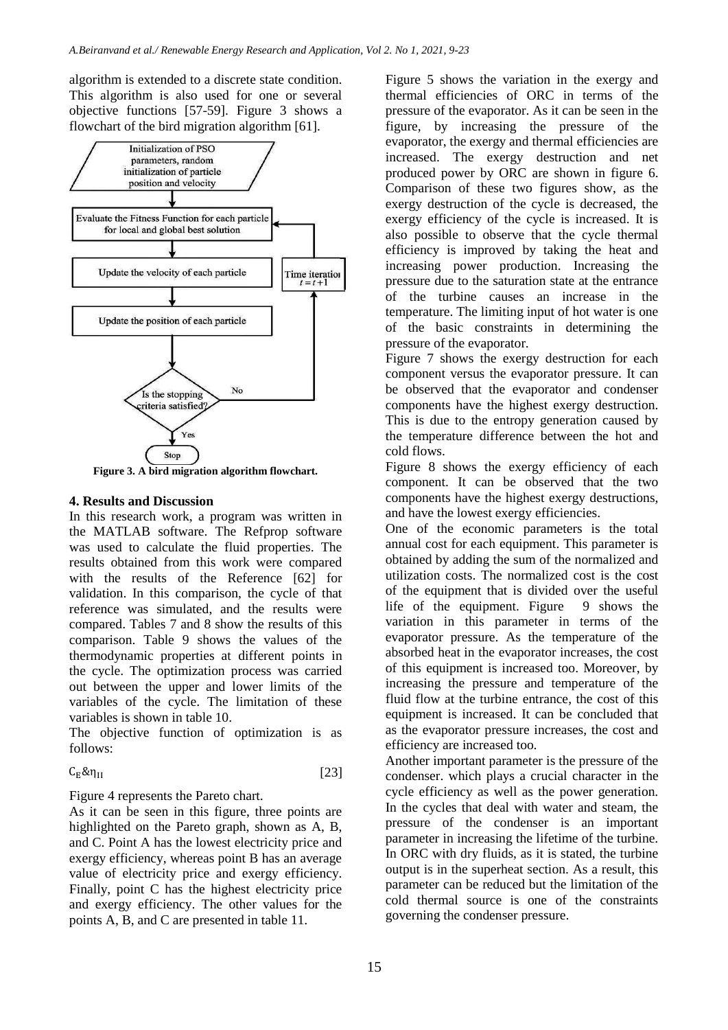algorithm is extended to a discrete state condition. This algorithm is also used for one or several objective functions [57-59]. Figure 3 shows a flowchart of the bird migration algorithm [61].

Initialization of PSO parameters, random initialization of particle position and velocity

Evaluate the Fitness Function for each particle for local and global best solution

Update the velocity of each particle

Time iteration $t = t + 1$

Update the position of each particle

Is the stopping criteria satisfied?

No

Yes

Stop

**Figure 3. A bird migration algorithm flowchart.**

## 4. Results and Discussion

In this research work, a program was written in the MATLAB software. The Refprop software was used to calculate the fluid properties. The results obtained from this work were compared with the results of the Reference [62] for validation. In this comparison, the cycle of that reference was simulated, and the results were compared. Tables 7 and 8 show the results of this comparison. Table 9 shows the values of the thermodynamic properties at different points in the cycle. The optimization process was carried out between the upper and lower limits of the variables of the cycle. The limitation of these variables is shown in table 10.

The objective function of optimization is as follows:

$$C_E \& \eta_{II} \quad [23]$$

Figure 4 represents the Pareto chart.

As it can be seen in this figure, three points are highlighted on the Pareto graph, shown as A, B, and C. Point A has the lowest electricity price and exergy efficiency, whereas point B has an average value of electricity price and exergy efficiency. Finally, point C has the highest electricity price and exergy efficiency. The other values for the points A, B, and C are presented in table 11.

Figure 5 shows the variation in the exergy and thermal efficiencies of ORC in terms of the pressure of the evaporator. As it can be seen in the figure, by increasing the pressure of the evaporator, the exergy and thermal efficiencies are increased. The exergy destruction and net produced power by ORC are shown in figure 6. Comparison of these two figures show, as the exergy destruction of the cycle is decreased, the exergy efficiency of the cycle is increased. It is also possible to observe that the cycle thermal efficiency is improved by taking the heat and increasing power production. Increasing the pressure due to the saturation state at the entrance of the turbine causes an increase in the temperature. The limiting input of hot water is one of the basic constraints in determining the pressure of the evaporator.

Figure 7 shows the exergy destruction for each component versus the evaporator pressure. It can be observed that the evaporator and condenser components have the highest exergy destruction. This is due to the entropy generation caused by the temperature difference between the hot and cold flows.

Figure 8 shows the exergy efficiency of each component. It can be observed that the two components have the highest exergy destructions, and have the lowest exergy efficiencies.

One of the economic parameters is the total annual cost for each equipment. This parameter is obtained by adding the sum of the normalized and utilization costs. The normalized cost is the cost of the equipment that is divided over the useful life of the equipment. Figure 9 shows the variation in this parameter in terms of the evaporator pressure. As the temperature of the absorbed heat in the evaporator increases, the cost of this equipment is increased too. Moreover, by increasing the pressure and temperature of the fluid flow at the turbine entrance, the cost of this equipment is increased. It can be concluded that as the evaporator pressure increases, the cost and efficiency are increased too.

Another important parameter is the pressure of the condenser. which plays a crucial character in the cycle efficiency as well as the power generation. In the cycles that deal with water and steam, the pressure of the condenser is an important parameter in increasing the lifetime of the turbine. In ORC with dry fluids, as it is stated, the turbine output is in the superheat section. As a result, this parameter can be reduced but the limitation of the cold thermal source is one of the constraints governing the condenser pressure.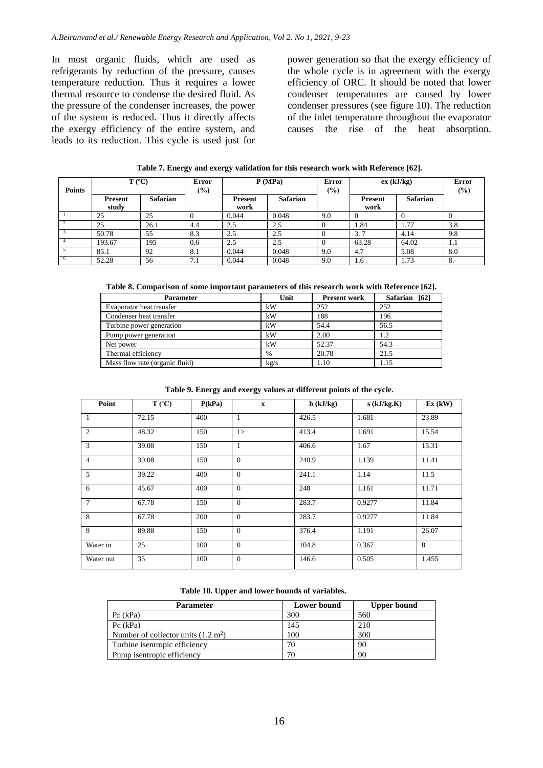In most organic fluids, which are used as refrigerants by reduction of the pressure, causes temperature reduction. Thus it requires a lower thermal resource to condense the desired fluid. As the pressure of the condenser increases, the power of the system is reduced. Thus it directly affects the exergy efficiency of the entire system, and leads to its reduction. This cycle is used just for power generation so that the exergy efficiency of the whole cycle is in agreement with the exergy efficiency of ORC. It should be noted that lower condenser temperatures are caused by lower condenser pressures (see figure 10). The reduction of the inlet temperature throughout the evaporator causes the rise of the heat absorption.

**Table 7. Energy and exergy validation for this research work with Reference [62].**

| Points | T (°C) | | Error (%) | P (MPa) | | Error (%) | ex (kJ/kg) | | Error (%) |
|---|---|---|---|---|---|---|---|---|---|
| | Present study | Safarian | | Present work | Safarian | | Present work | Safarian | |
| 1 | 25 | 25 | 0 | 0.044 | 0.048 | 9.0 | 0 | 0 | 0 |
| 2 | 25 | 26.1 | 4.4 | 2.5 | 2.5 | 0 | 1.84 | 1.77 | 3.8 |
| 3 | 50.78 | 55 | 8.3 | 2.5 | 2.5 | 0 | 3. 7 | 4.14 | 9.8 |
| 4 | 193.67 | 195 | 0.6 | 2.5 | 2.5 | 0 | 63.28 | 64.02 | 1.1 |
| 5 | 85.1 | 92 | 8.1 | 0.044 | 0.048 | 9.0 | 4.7 | 5.08 | 8.0 |
| 6 | 52.28 | 56 | 7.1 | 0.044 | 0.048 | 9.0 | 1.6 | 1.73 | 8.- |

**Table 8. Comparison of some important parameters of this research work with Reference [62].**

| Parameter | Unit | Present work | Safarian [62] |
|---|---|---|---|
| Evaporator heat transfer | kW | 252 | 252 |
| Condenser heat transfer | kW | 188 | 196 |
| Turbine power generation | kW | 54.4 | 56.5 |
| Pump power generation | kW | 2.00 | 1.2 |
| Net power | kW | 52.37 | 54.3 |
| Thermal efficiency | % | 20.78 | 21.5 |
| Mass flow rate (organic fluid) | kg/s | 1.10 | 1.15 |

**Table 9. Energy and exergy values at different points of the cycle.**

| Point | T (˚C) | P(kPa) | x | h (kJ/kg) | s (kJ/kg.K) | Ex (kW) |
|---|---|---|---|---|---|---|
| 1 | 72.15 | 400 | 1 | 426.5 | 1.681 | 23.89 |
| 2 | 48.32 | 150 | 1> | 413.4 | 1.691 | 15.54 |
| 3 | 39.08 | 150 | 1 | 406.6 | 1.67 | 15.31 |
| 4 | 39.08 | 150 | 0 | 240.9 | 1.139 | 11.41 |
| 5 | 39.22 | 400 | 0 | 241.1 | 1.14 | 11.5 |
| 6 | 45.67 | 400 | 0 | 248 | 1.161 | 11.71 |
| 7 | 67.78 | 150 | 0 | 283.7 | 0.9277 | 11.84 |
| 8 | 67.78 | 200 | 0 | 283.7 | 0.9277 | 11.84 |
| 9 | 89.88 | 150 | 0 | 376.4 | 1.191 | 26.07 |
| Water in | 25 | 100 | 0 | 104.8 | 0.367 | 0 |
| Water out | 35 | 100 | 0 | 146.6 | 0.505 | 1.455 |

**Table 10. Upper and lower bounds of variables.**

| Parameter | Lower bound | Upper bound |
|---|---|---|
| $P_E$ (kPa) | 300 | 560 |
| $P_C$ (kPa) | 145 | 210 |
| Number of collector units (1.2 $m^2$) | 100 | 300 |
| Turbine isentropic efficiency | 70 | 90 |
| Pump isentropic efficiency | 70 | 90 |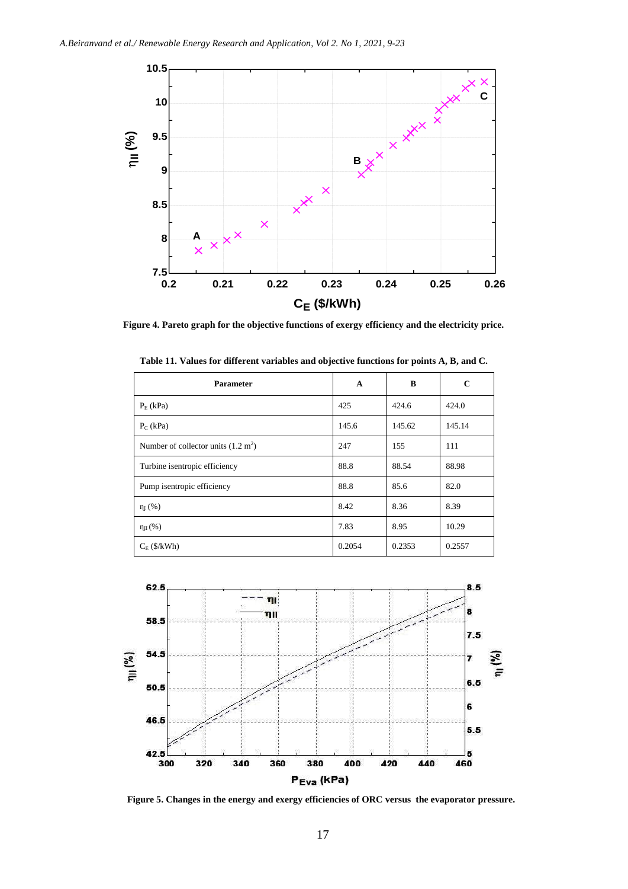**Figure 4. Pareto graph for the objective functions of exergy efficiency and the electricity price.**

**Table 11. Values for different variables and objective functions for points A, B, and C.**

| Parameter | A | B | C |
|---|---|---|---|
| $P_E$ (kPa) | 425 | 424.6 | 424.0 |
| $P_C$ (kPa) | 145.6 | 145.62 | 145.14 |
| Number of collector units (1.2 $m^2$) | 247 | 155 | 111 |
| Turbine isentropic efficiency | 88.8 | 88.54 | 88.98 |
| Pump isentropic efficiency | 88.8 | 85.6 | 82.0 |
| $\eta_I$ (%) | 8.42 | 8.36 | 8.39 |
| $\eta_{II}$ (%) | 7.83 | 8.95 | 10.29 |
| $C_E$ ($/kWh) | 0.2054 | 0.2353 | 0.2557 |

**Figure 5. Changes in the energy and exergy efficiencies of ORC versus the evaporator pressure.**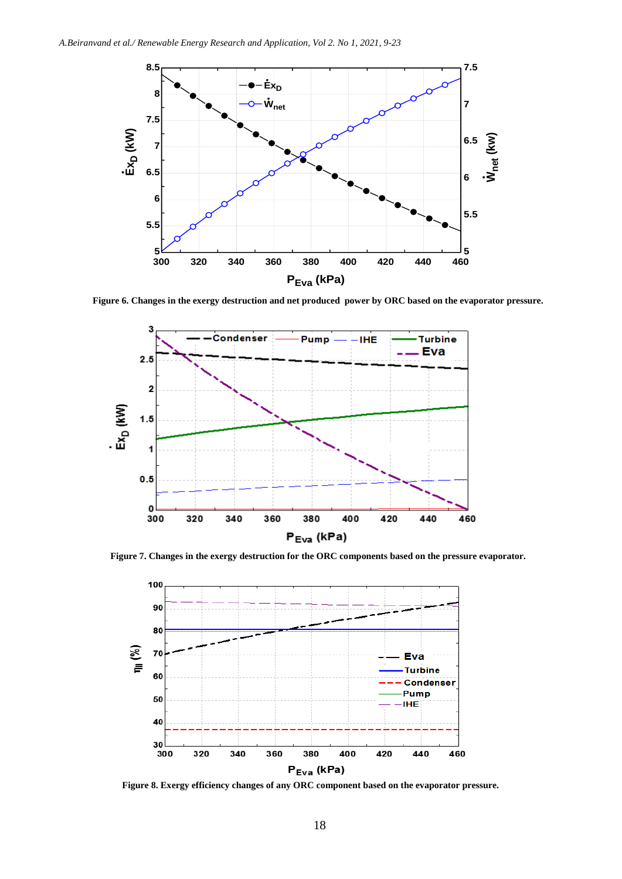**Figure 6. Changes in the exergy destruction and net produced power by ORC based on the evaporator pressure.**

**Figure 7. Changes in the exergy destruction for the ORC components based on the pressure evaporator.**

**Figure 8. Exergy efficiency changes of any ORC component based on the evaporator pressure.**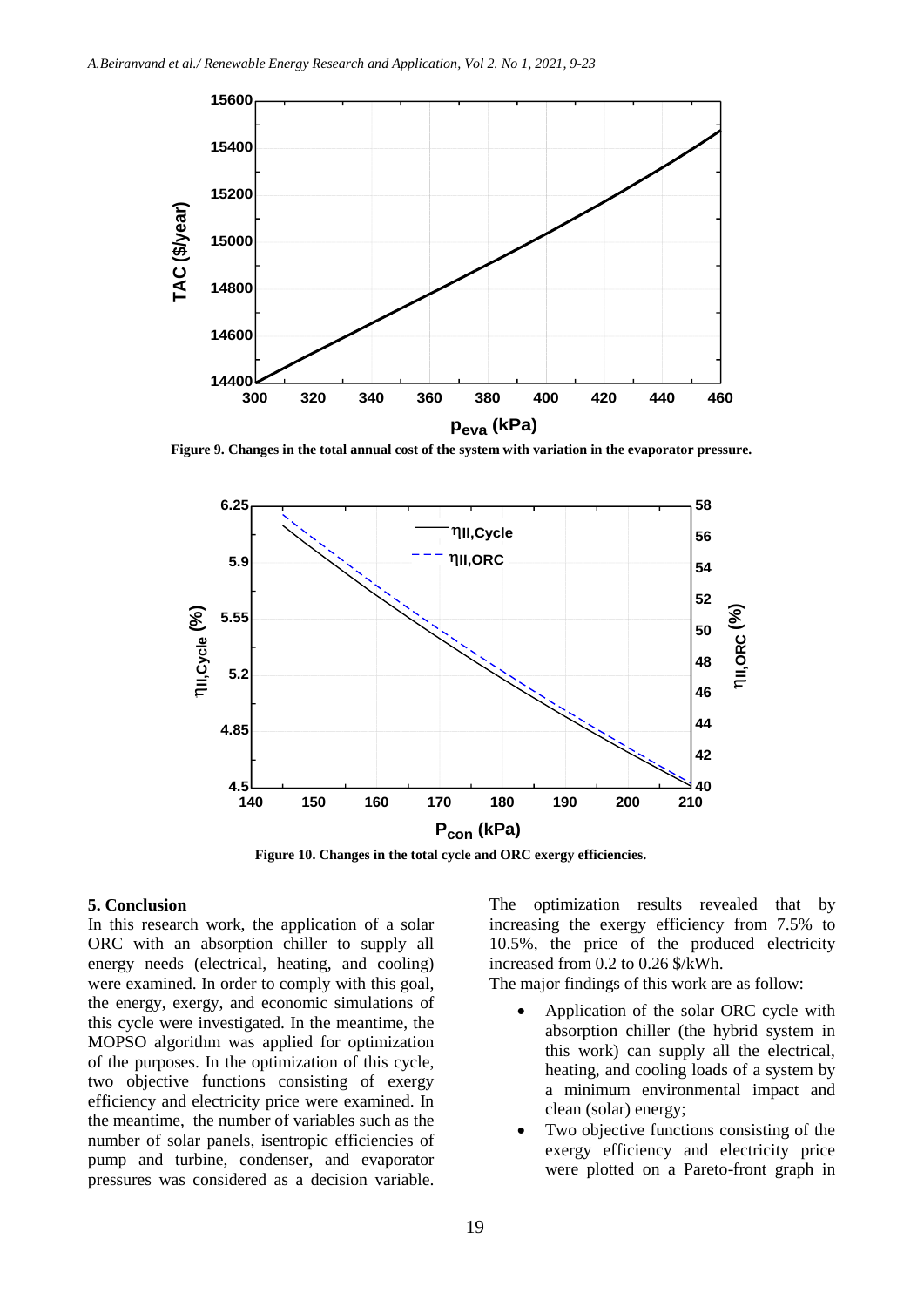Figure 9. Changes in the total annual cost of the system with variation in the evaporator pressure.

Figure 10. Changes in the total cycle and ORC exergy efficiencies.

## 5. Conclusion

In this research work, the application of a solar ORC with an absorption chiller to supply all energy needs (electrical, heating, and cooling) were examined. In order to comply with this goal, the energy, exergy, and economic simulations of this cycle were investigated. In the meantime, the MOPSO algorithm was applied for optimization of the purposes. In the optimization of this cycle, two objective functions consisting of exergy efficiency and electricity price were examined. In the meantime, the number of variables such as the number of solar panels, isentropic efficiencies of pump and turbine, condenser, and evaporator pressures was considered as a decision variable. The optimization results revealed that by increasing the exergy efficiency from 7.5% to 10.5%, the price of the produced electricity increased from 0.2 to 0.26 \$/kWh.

The major findings of this work are as follow:

- Application of the solar ORC cycle with absorption chiller (the hybrid system in this work) can supply all the electrical, heating, and cooling loads of a system by a minimum environmental impact and clean (solar) energy;
- Two objective functions consisting of the exergy efficiency and electricity price were plotted on a Pareto-front graph in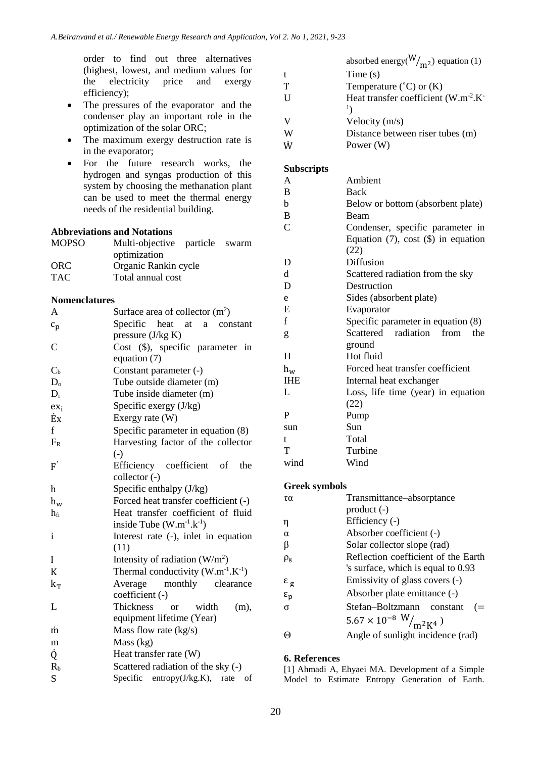order to find out three alternatives (highest, lowest, and medium values for the electricity price and exergy efficiency);

- The pressures of the evaporator and the condenser play an important role in the optimization of the solar ORC;
- The maximum exergy destruction rate is in the evaporator;
- For the future research works, the hydrogen and syngas production of this system by choosing the methanation plant can be used to meet the thermal energy needs of the residential building.

### Abbreviations and Notations

| | |
|---|---|
| MOPSO | Multi-objective particle swarm optimization |
| ORC | Organic Rankin cycle |
| TAC | Total annual cost |

### Nomenclatures

| | |
|---|---|
| A | Surface area of collector ($m^2$) |
| $c_p$ | Specific heat at a constant pressure (J/kg K) |
| C | Cost (\$), specific parameter in equation (7) |
| $C_b$ | Constant parameter (-) |
| $D_o$ | Tube outside diameter (m) |
| $D_i$ | Tube inside diameter (m) |
| $ex_i$ | Specific exergy (J/kg) |
| $\dot{E}x$ | Exergy rate (W) |
| f | Specific parameter in equation (8) |
| $F_R$ | Harvesting factor of the collector (-) |
| $F'$ | Efficiency coefficient of the collector (-) |
| h | Specific enthalpy (J/kg) |
| $h_w$ | Forced heat transfer coefficient (-) |
| $h_{fi}$ | Heat transfer coefficient of fluid inside Tube ($W.m^{-1}.k^{-1}$) |
| i | Interest rate (-), inlet in equation (11) |
| I | Intensity of radiation ($W/m^2$) |
| K | Thermal conductivity ($W.m^{-1}.K^{-1}$) |
| $k_T$ | Average monthly clearance coefficient (-) |
| L | Thickness or width (m), equipment lifetime (Year) |
| $\dot{m}$ | Mass flow rate (kg/s) |
| m | Mass (kg) |
| $\dot{Q}$ | Heat transfer rate (W) |
| $R_b$ | Scattered radiation of the sky (-) |
| S | Specific entropy(J/kg.K), rate of absorbed energy($W/m^2$) equation (1) |
| t | Time (s) |
| T | Temperature (˚C) or (K) |
| U | Heat transfer coefficient ($W.m^{-2}.K^{-1}$) |
| V | Velocity (m/s) |
| W | Distance between riser tubes (m) |
| $\dot{W}$ | Power (W) |

### Subscripts

| | |
|---|---|
| A | Ambient |
| B | Back |
| b | Below or bottom (absorbent plate) |
| B | Beam |
| C | Condenser, specific parameter in Equation (7), cost (\$) in equation (22) |
| D | Diffusion |
| d | Scattered radiation from the sky |
| D | Destruction |
| e | Sides (absorbent plate) |
| E | Evaporator |
| f | Specific parameter in equation (8) |
| g | Scattered radiation from the ground |
| H | Hot fluid |
| $h_w$ | Forced heat transfer coefficient |
| IHE | Internal heat exchanger |
| L | Loss, life time (year) in equation (22) |
| P | Pump |
| sun | Sun |
| t | Total |
| T | Turbine |
| wind | Wind |

### Greek symbols

| | |
|---|---|
| τα | Transmittance–absorptance product (-) |
| η | Efficiency (-) |
| α | Absorber coefficient (-) |
| β | Solar collector slope (rad) |
| $\rho_g$ | Reflection coefficient of the Earth 's surface, which is equal to 0.93 |
| $\varepsilon_g$ | Emissivity of glass covers (-) |
| $\varepsilon_p$ | Absorber plate emittance (-) |
| σ | Stefan–Boltzmann constant ($= 5.67 \times 10^{-8}\ W/m^2K^4$) |
| Θ | Angle of sunlight incidence (rad) |

## 6. References

[1] Ahmadi A, Ehyaei MA. Development of a Simple Model to Estimate Entropy Generation of Earth.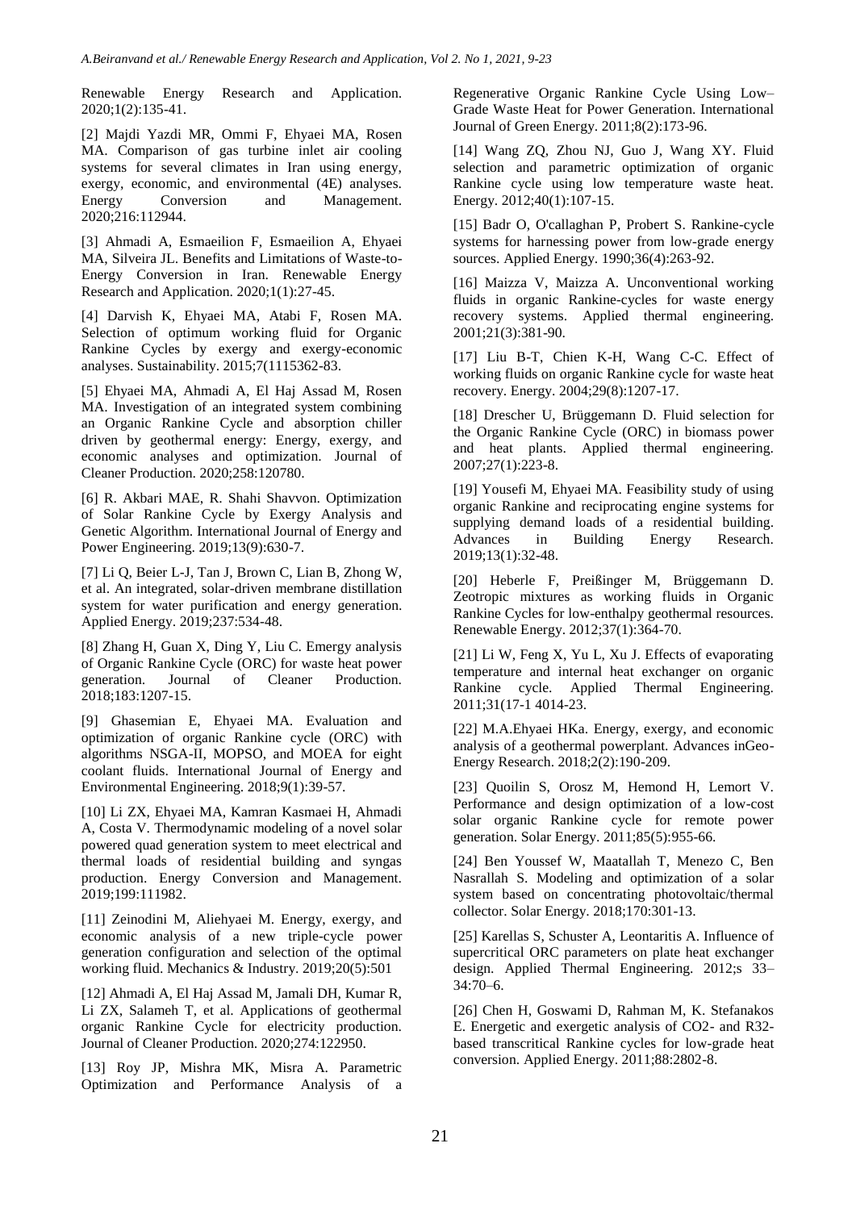Renewable Energy Research and Application. 2020;1(2):135-41.

[2] Majdi Yazdi MR, Ommi F, Ehyaei MA, Rosen MA. Comparison of gas turbine inlet air cooling systems for several climates in Iran using energy, exergy, economic, and environmental (4E) analyses. Energy Conversion and Management. 2020;216:112944.

[3] Ahmadi A, Esmaeilion F, Esmaeilion A, Ehyaei MA, Silveira JL. Benefits and Limitations of Waste-to-Energy Conversion in Iran. Renewable Energy Research and Application. 2020;1(1):27-45.

[4] Darvish K, Ehyaei MA, Atabi F, Rosen MA. Selection of optimum working fluid for Organic Rankine Cycles by exergy and exergy-economic analyses. Sustainability. 2015;7(1115362-83.

[5] Ehyaei MA, Ahmadi A, El Haj Assad M, Rosen MA. Investigation of an integrated system combining an Organic Rankine Cycle and absorption chiller driven by geothermal energy: Energy, exergy, and economic analyses and optimization. Journal of Cleaner Production. 2020;258:120780.

[6] R. Akbari MAE, R. Shahi Shavvon. Optimization of Solar Rankine Cycle by Exergy Analysis and Genetic Algorithm. International Journal of Energy and Power Engineering. 2019;13(9):630-7.

[7] Li Q, Beier L-J, Tan J, Brown C, Lian B, Zhong W, et al. An integrated, solar-driven membrane distillation system for water purification and energy generation. Applied Energy. 2019;237:534-48.

[8] Zhang H, Guan X, Ding Y, Liu C. Emergy analysis of Organic Rankine Cycle (ORC) for waste heat power generation. Journal of Cleaner Production. 2018;183:1207-15.

[9] Ghasemian E, Ehyaei MA. Evaluation and optimization of organic Rankine cycle (ORC) with algorithms NSGA-II, MOPSO, and MOEA for eight coolant fluids. International Journal of Energy and Environmental Engineering. 2018;9(1):39-57.

[10] Li ZX, Ehyaei MA, Kamran Kasmaei H, Ahmadi A, Costa V. Thermodynamic modeling of a novel solar powered quad generation system to meet electrical and thermal loads of residential building and syngas production. Energy Conversion and Management. 2019;199:111982.

[11] Zeinodini M, Aliehyaei M. Energy, exergy, and economic analysis of a new triple-cycle power generation configuration and selection of the optimal working fluid. Mechanics & Industry. 2019;20(5):501

[12] Ahmadi A, El Haj Assad M, Jamali DH, Kumar R, Li ZX, Salameh T, et al. Applications of geothermal organic Rankine Cycle for electricity production. Journal of Cleaner Production. 2020;274:122950.

[13] Roy JP, Mishra MK, Misra A. Parametric Optimization and Performance Analysis of a Regenerative Organic Rankine Cycle Using Low–Grade Waste Heat for Power Generation. International Journal of Green Energy. 2011;8(2):173-96.

[14] Wang ZQ, Zhou NJ, Guo J, Wang XY. Fluid selection and parametric optimization of organic Rankine cycle using low temperature waste heat. Energy. 2012;40(1):107-15.

[15] Badr O, O'callaghan P, Probert S. Rankine-cycle systems for harnessing power from low-grade energy sources. Applied Energy. 1990;36(4):263-92.

[16] Maizza V, Maizza A. Unconventional working fluids in organic Rankine-cycles for waste energy recovery systems. Applied thermal engineering. 2001;21(3):381-90.

[17] Liu B-T, Chien K-H, Wang C-C. Effect of working fluids on organic Rankine cycle for waste heat recovery. Energy. 2004;29(8):1207-17.

[18] Drescher U, Brüggemann D. Fluid selection for the Organic Rankine Cycle (ORC) in biomass power and heat plants. Applied thermal engineering. 2007;27(1):223-8.

[19] Yousefi M, Ehyaei MA. Feasibility study of using organic Rankine and reciprocating engine systems for supplying demand loads of a residential building. Advances in Building Energy Research. 2019;13(1):32-48.

[20] Heberle F, Preißinger M, Brüggemann D. Zeotropic mixtures as working fluids in Organic Rankine Cycles for low-enthalpy geothermal resources. Renewable Energy. 2012;37(1):364-70.

[21] Li W, Feng X, Yu L, Xu J. Effects of evaporating temperature and internal heat exchanger on organic Rankine cycle. Applied Thermal Engineering. 2011;31(17-1 4014-23.

[22] M.A.Ehyaei HKa. Energy, exergy, and economic analysis of a geothermal powerplant. Advances inGeo-Energy Research. 2018;2(2):190-209.

[23] Quoilin S, Orosz M, Hemond H, Lemort V. Performance and design optimization of a low-cost solar organic Rankine cycle for remote power generation. Solar Energy. 2011;85(5):955-66.

[24] Ben Youssef W, Maatallah T, Menezo C, Ben Nasrallah S. Modeling and optimization of a solar system based on concentrating photovoltaic/thermal collector. Solar Energy. 2018;170:301-13.

[25] Karellas S, Schuster A, Leontaritis A. Influence of supercritical ORC parameters on plate heat exchanger design. Applied Thermal Engineering. 2012;s 33–34:70–6.

[26] Chen H, Goswami D, Rahman M, K. Stefanakos E. Energetic and exergetic analysis of CO2- and R32-based transcritical Rankine cycles for low-grade heat conversion. Applied Energy. 2011;88:2802-8.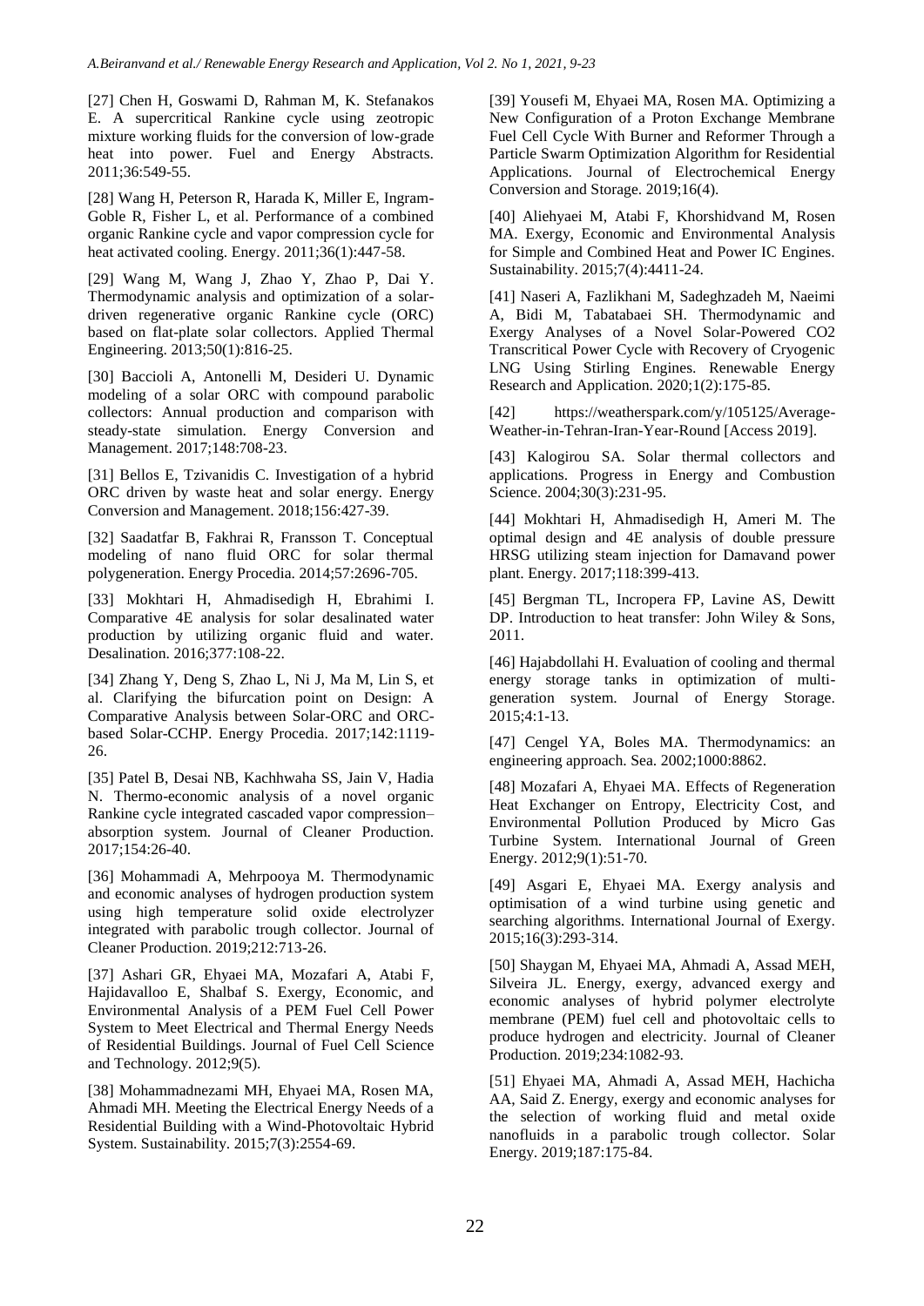[27] Chen H, Goswami D, Rahman M, K. Stefanakos E. A supercritical Rankine cycle using zeotropic mixture working fluids for the conversion of low-grade heat into power. Fuel and Energy Abstracts. 2011;36:549-55.

[28] Wang H, Peterson R, Harada K, Miller E, Ingram-Goble R, Fisher L, et al. Performance of a combined organic Rankine cycle and vapor compression cycle for heat activated cooling. Energy. 2011;36(1):447-58.

[29] Wang M, Wang J, Zhao Y, Zhao P, Dai Y. Thermodynamic analysis and optimization of a solar-driven regenerative organic Rankine cycle (ORC) based on flat-plate solar collectors. Applied Thermal Engineering. 2013;50(1):816-25.

[30] Baccioli A, Antonelli M, Desideri U. Dynamic modeling of a solar ORC with compound parabolic collectors: Annual production and comparison with steady-state simulation. Energy Conversion and Management. 2017;148:708-23.

[31] Bellos E, Tzivanidis C. Investigation of a hybrid ORC driven by waste heat and solar energy. Energy Conversion and Management. 2018;156:427-39.

[32] Saadatfar B, Fakhrai R, Fransson T. Conceptual modeling of nano fluid ORC for solar thermal polygeneration. Energy Procedia. 2014;57:2696-705.

[33] Mokhtari H, Ahmadisedigh H, Ebrahimi I. Comparative 4E analysis for solar desalinated water production by utilizing organic fluid and water. Desalination. 2016;377:108-22.

[34] Zhang Y, Deng S, Zhao L, Ni J, Ma M, Lin S, et al. Clarifying the bifurcation point on Design: A Comparative Analysis between Solar-ORC and ORC-based Solar-CCHP. Energy Procedia. 2017;142:1119-26.

[35] Patel B, Desai NB, Kachhwaha SS, Jain V, Hadia N. Thermo-economic analysis of a novel organic Rankine cycle integrated cascaded vapor compression–absorption system. Journal of Cleaner Production. 2017;154:26-40.

[36] Mohammadi A, Mehrpooya M. Thermodynamic and economic analyses of hydrogen production system using high temperature solid oxide electrolyzer integrated with parabolic trough collector. Journal of Cleaner Production. 2019;212:713-26.

[37] Ashari GR, Ehyaei MA, Mozafari A, Atabi F, Hajidavalloo E, Shalbaf S. Exergy, Economic, and Environmental Analysis of a PEM Fuel Cell Power System to Meet Electrical and Thermal Energy Needs of Residential Buildings. Journal of Fuel Cell Science and Technology. 2012;9(5).

[38] Mohammadnezami MH, Ehyaei MA, Rosen MA, Ahmadi MH. Meeting the Electrical Energy Needs of a Residential Building with a Wind-Photovoltaic Hybrid System. Sustainability. 2015;7(3):2554-69.

[39] Yousefi M, Ehyaei MA, Rosen MA. Optimizing a New Configuration of a Proton Exchange Membrane Fuel Cell Cycle With Burner and Reformer Through a Particle Swarm Optimization Algorithm for Residential Applications. Journal of Electrochemical Energy Conversion and Storage. 2019;16(4).

[40] Aliehyaei M, Atabi F, Khorshidvand M, Rosen MA. Exergy, Economic and Environmental Analysis for Simple and Combined Heat and Power IC Engines. Sustainability. 2015;7(4):4411-24.

[41] Naseri A, Fazlikhani M, Sadeghzadeh M, Naeimi A, Bidi M, Tabatabaei SH. Thermodynamic and Exergy Analyses of a Novel Solar-Powered CO2 Transcritical Power Cycle with Recovery of Cryogenic LNG Using Stirling Engines. Renewable Energy Research and Application. 2020;1(2):175-85.

[42] https://weatherspark.com/y/105125/Average-Weather-in-Tehran-Iran-Year-Round [Access 2019].

[43] Kalogirou SA. Solar thermal collectors and applications. Progress in Energy and Combustion Science. 2004;30(3):231-95.

[44] Mokhtari H, Ahmadisedigh H, Ameri M. The optimal design and 4E analysis of double pressure HRSG utilizing steam injection for Damavand power plant. Energy. 2017;118:399-413.

[45] Bergman TL, Incropera FP, Lavine AS, Dewitt DP. Introduction to heat transfer: John Wiley & Sons, 2011.

[46] Hajabdollahi H. Evaluation of cooling and thermal energy storage tanks in optimization of multi-generation system. Journal of Energy Storage. 2015;4:1-13.

[47] Cengel YA, Boles MA. Thermodynamics: an engineering approach. Sea. 2002;1000:8862.

[48] Mozafari A, Ehyaei MA. Effects of Regeneration Heat Exchanger on Entropy, Electricity Cost, and Environmental Pollution Produced by Micro Gas Turbine System. International Journal of Green Energy. 2012;9(1):51-70.

[49] Asgari E, Ehyaei MA. Exergy analysis and optimisation of a wind turbine using genetic and searching algorithms. International Journal of Exergy. 2015;16(3):293-314.

[50] Shaygan M, Ehyaei MA, Ahmadi A, Assad MEH, Silveira JL. Energy, exergy, advanced exergy and economic analyses of hybrid polymer electrolyte membrane (PEM) fuel cell and photovoltaic cells to produce hydrogen and electricity. Journal of Cleaner Production. 2019;234:1082-93.

[51] Ehyaei MA, Ahmadi A, Assad MEH, Hachicha AA, Said Z. Energy, exergy and economic analyses for the selection of working fluid and metal oxide nanofluids in a parabolic trough collector. Solar Energy. 2019;187:175-84.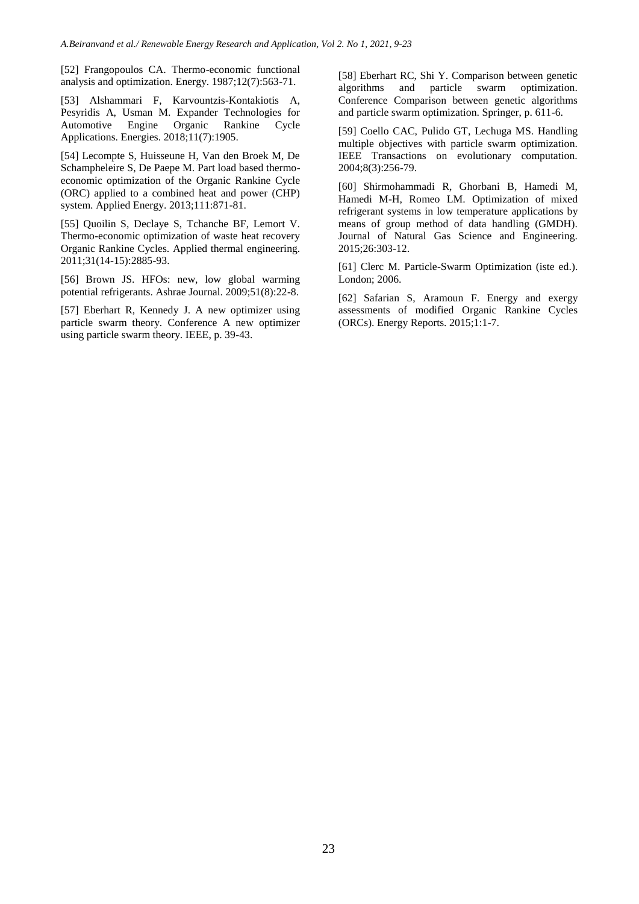[52] Frangopoulos CA. Thermo-economic functional analysis and optimization. Energy. 1987;12(7):563-71.

[53] Alshammari F, Karvountzis-Kontakiotis A, Pesyridis A, Usman M. Expander Technologies for Automotive Engine Organic Rankine Cycle Applications. Energies. 2018;11(7):1905.

[54] Lecompte S, Huisseune H, Van den Broek M, De Schampheleire S, De Paepe M. Part load based thermo-economic optimization of the Organic Rankine Cycle (ORC) applied to a combined heat and power (CHP) system. Applied Energy. 2013;111:871-81.

[55] Quoilin S, Declaye S, Tchanche BF, Lemort V. Thermo-economic optimization of waste heat recovery Organic Rankine Cycles. Applied thermal engineering. 2011;31(14-15):2885-93.

[56] Brown JS. HFOs: new, low global warming potential refrigerants. Ashrae Journal. 2009;51(8):22-8.

[57] Eberhart R, Kennedy J. A new optimizer using particle swarm theory. Conference A new optimizer using particle swarm theory. IEEE, p. 39-43.

[58] Eberhart RC, Shi Y. Comparison between genetic algorithms and particle swarm optimization. Conference Comparison between genetic algorithms and particle swarm optimization. Springer, p. 611-6.

[59] Coello CAC, Pulido GT, Lechuga MS. Handling multiple objectives with particle swarm optimization. IEEE Transactions on evolutionary computation. 2004;8(3):256-79.

[60] Shirmohammadi R, Ghorbani B, Hamedi M, Hamedi M-H, Romeo LM. Optimization of mixed refrigerant systems in low temperature applications by means of group method of data handling (GMDH). Journal of Natural Gas Science and Engineering. 2015;26:303-12.

[61] Clerc M. Particle-Swarm Optimization (iste ed.). London; 2006.

[62] Safarian S, Aramoun F. Energy and exergy assessments of modified Organic Rankine Cycles (ORCs). Energy Reports. 2015;1:1-7.